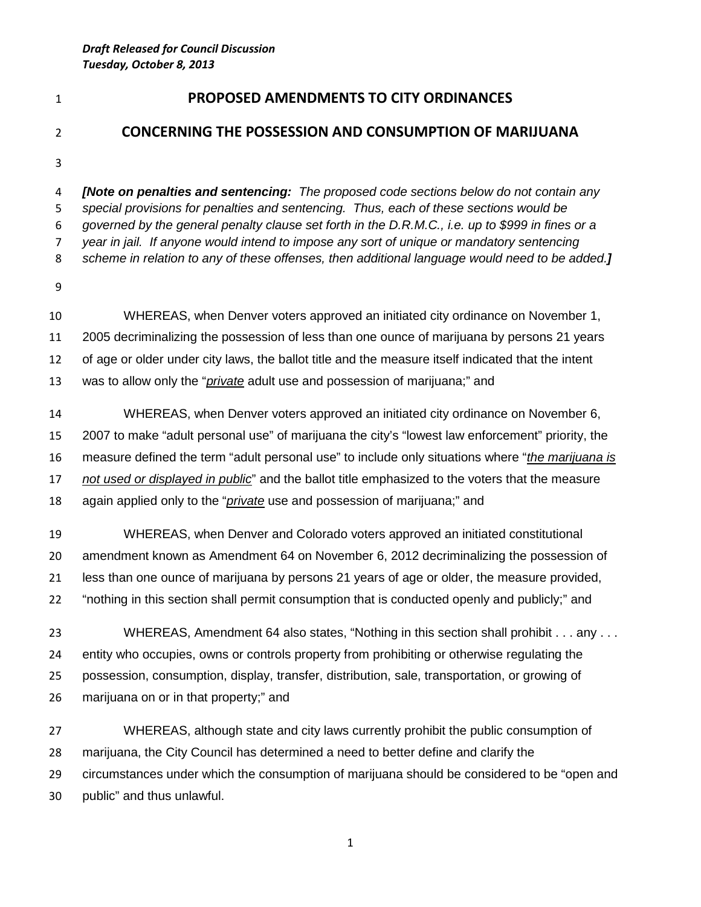*Draft Released for Council Discussion*
*Tuesday, October 8, 2013*

# PROPOSED AMENDMENTS TO CITY ORDINANCES

# CONCERNING THE POSSESSION AND CONSUMPTION OF MARIJUANA

***[Note on penalties and sentencing:*** *The proposed code sections below do not contain any special provisions for penalties and sentencing. Thus, each of these sections would be governed by the general penalty clause set forth in the D.R.M.C., i.e. up to $999 in fines or a year in jail. If anyone would intend to impose any sort of unique or mandatory sentencing scheme in relation to any of these offenses, then additional language would need to be added.* ***]***

WHEREAS, when Denver voters approved an initiated city ordinance on November 1, 2005 decriminalizing the possession of less than one ounce of marijuana by persons 21 years of age or older under city laws, the ballot title and the measure itself indicated that the intent was to allow only the "*private* adult use and possession of marijuana;" and

WHEREAS, when Denver voters approved an initiated city ordinance on November 6, 2007 to make "adult personal use" of marijuana the city's "lowest law enforcement" priority, the measure defined the term "adult personal use" to include only situations where "*the marijuana is not used or displayed in public*" and the ballot title emphasized to the voters that the measure again applied only to the "*private* use and possession of marijuana;" and

WHEREAS, when Denver and Colorado voters approved an initiated constitutional amendment known as Amendment 64 on November 6, 2012 decriminalizing the possession of less than one ounce of marijuana by persons 21 years of age or older, the measure provided, "nothing in this section shall permit consumption that is conducted openly and publicly;" and

WHEREAS, Amendment 64 also states, "Nothing in this section shall prohibit . . . any . . . entity who occupies, owns or controls property from prohibiting or otherwise regulating the possession, consumption, display, transfer, distribution, sale, transportation, or growing of marijuana on or in that property;" and

WHEREAS, although state and city laws currently prohibit the public consumption of marijuana, the City Council has determined a need to better define and clarify the circumstances under which the consumption of marijuana should be considered to be "open and public" and thus unlawful.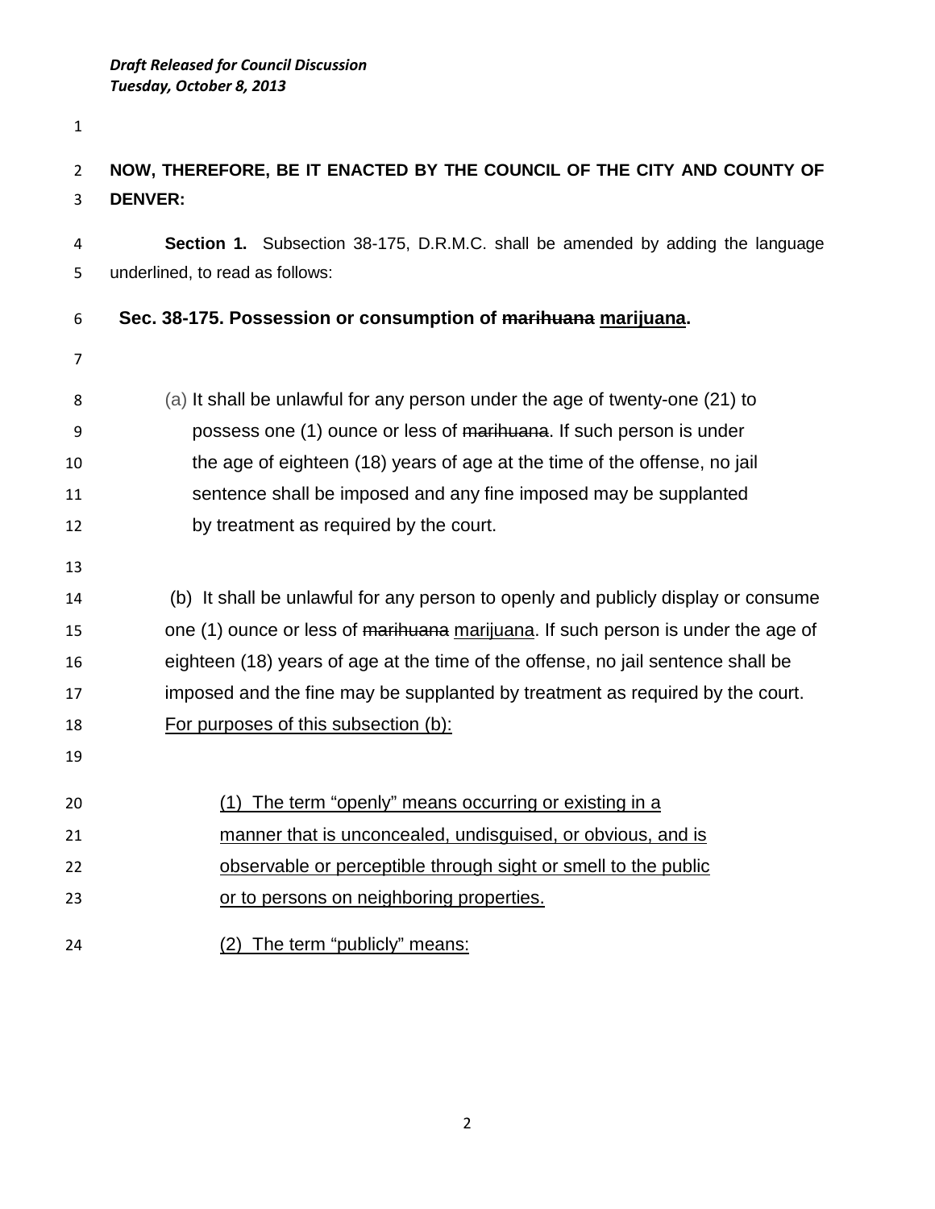*Draft Released for Council Discussion*
*Tuesday, October 8, 2013*

**NOW, THEREFORE, BE IT ENACTED BY THE COUNCIL OF THE CITY AND COUNTY OF DENVER:**

**Section 1.** Subsection 38-175, D.R.M.C. shall be amended by adding the language underlined, to read as follows:

**Sec. 38-175. Possession or consumption of ~~marihuana~~ <u>marijuana</u>.**

(a) It shall be unlawful for any person under the age of twenty-one (21) to possess one (1) ounce or less of ~~marihuana~~. If such person is under the age of eighteen (18) years of age at the time of the offense, no jail sentence shall be imposed and any fine imposed may be supplanted by treatment as required by the court.

(b) It shall be unlawful for any person to openly and publicly display or consume one (1) ounce or less of ~~marihuana~~ <u>marijuana</u>. If such person is under the age of eighteen (18) years of age at the time of the offense, no jail sentence shall be imposed and the fine may be supplanted by treatment as required by the court. <u>For purposes of this subsection (b):</u>

<u>(1) The term "openly" means occurring or existing in a manner that is unconcealed, undisguised, or obvious, and is observable or perceptible through sight or smell to the public or to persons on neighboring properties.</u>

<u>(2) The term "publicly" means:</u>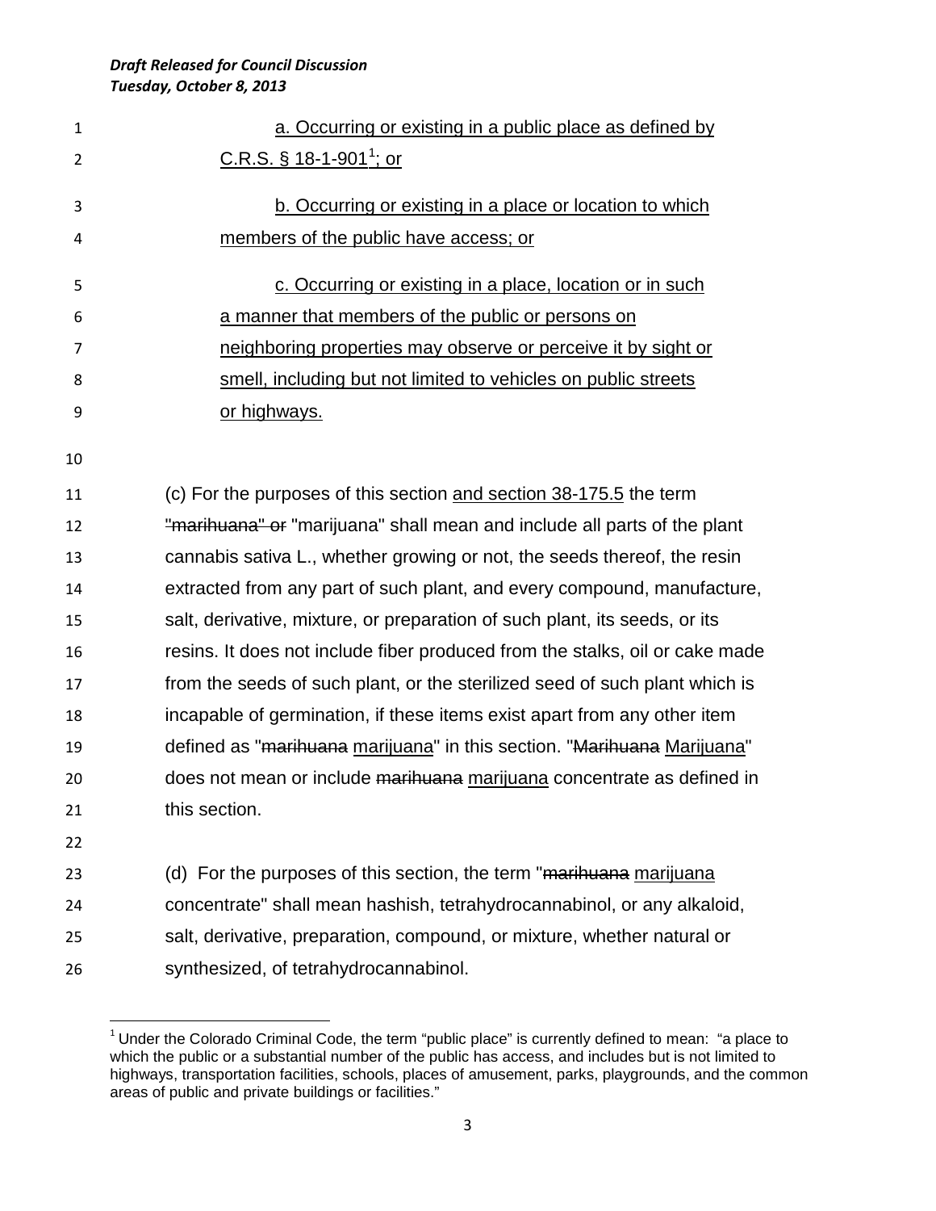<u>a. Occurring or existing in a public place as defined by C.R.S. § 18-1-901[1]; or</u>

<u>b. Occurring or existing in a place or location to which members of the public have access; or</u>

<u>c. Occurring or existing in a place, location or in such a manner that members of the public or persons on neighboring properties may observe or perceive it by sight or smell, including but not limited to vehicles on public streets or highways.</u>

(c) For the purposes of this section <u>and section 38-175.5</u> the term ~~"marihuana" or~~ "marijuana" shall mean and include all parts of the plant cannabis sativa L., whether growing or not, the seeds thereof, the resin extracted from any part of such plant, and every compound, manufacture, salt, derivative, mixture, or preparation of such plant, its seeds, or its resins. It does not include fiber produced from the stalks, oil or cake made from the seeds of such plant, or the sterilized seed of such plant which is incapable of germination, if these items exist apart from any other item defined as "~~marihuana~~ <u>marijuana</u>" in this section. "~~Marihuana~~ <u>Marijuana</u>" does not mean or include ~~marihuana~~ <u>marijuana</u> concentrate as defined in this section.

(d) For the purposes of this section, the term "~~marihuana~~ <u>marijuana</u> concentrate" shall mean hashish, tetrahydrocannabinol, or any alkaloid, salt, derivative, preparation, compound, or mixture, whether natural or synthesized, of tetrahydrocannabinol.

---

[1] Under the Colorado Criminal Code, the term "public place" is currently defined to mean: "a place to which the public or a substantial number of the public has access, and includes but is not limited to highways, transportation facilities, schools, places of amusement, parks, playgrounds, and the common areas of public and private buildings or facilities."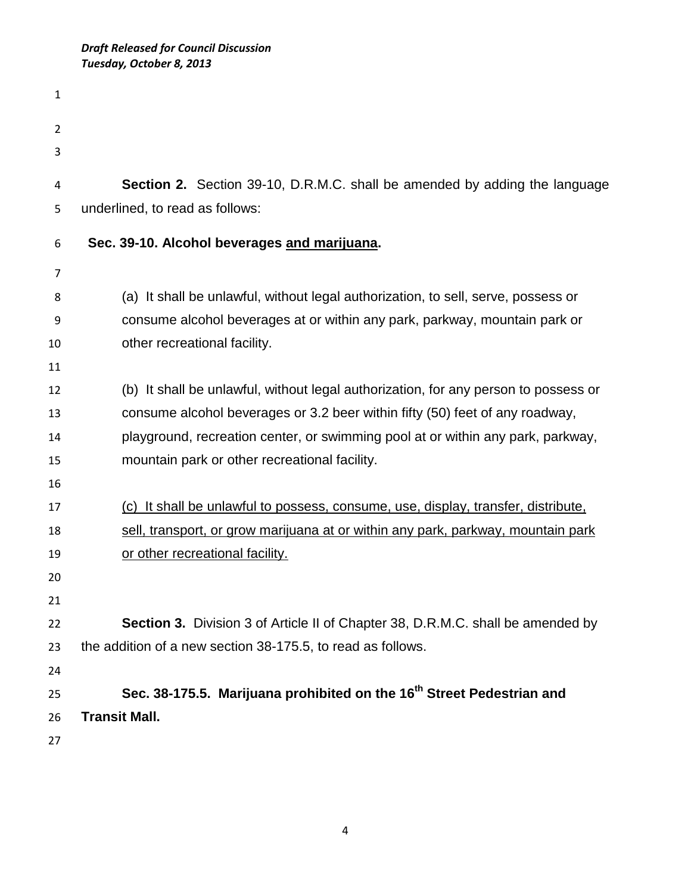*Draft Released for Council Discussion*
*Tuesday, October 8, 2013*

**Section 2.** Section 39-10, D.R.M.C. shall be amended by adding the language underlined, to read as follows:

**Sec. 39-10. Alcohol beverages <u>and marijuana</u>.**

(a) It shall be unlawful, without legal authorization, to sell, serve, possess or consume alcohol beverages at or within any park, parkway, mountain park or other recreational facility.

(b) It shall be unlawful, without legal authorization, for any person to possess or consume alcohol beverages or 3.2 beer within fifty (50) feet of any roadway, playground, recreation center, or swimming pool at or within any park, parkway, mountain park or other recreational facility.

<u>(c) It shall be unlawful to possess, consume, use, display, transfer, distribute, sell, transport, or grow marijuana at or within any park, parkway, mountain park or other recreational facility.</u>

**Section 3.** Division 3 of Article II of Chapter 38, D.R.M.C. shall be amended by the addition of a new section 38-175.5, to read as follows.

**Sec. 38-175.5. Marijuana prohibited on the 16th Street Pedestrian and Transit Mall.**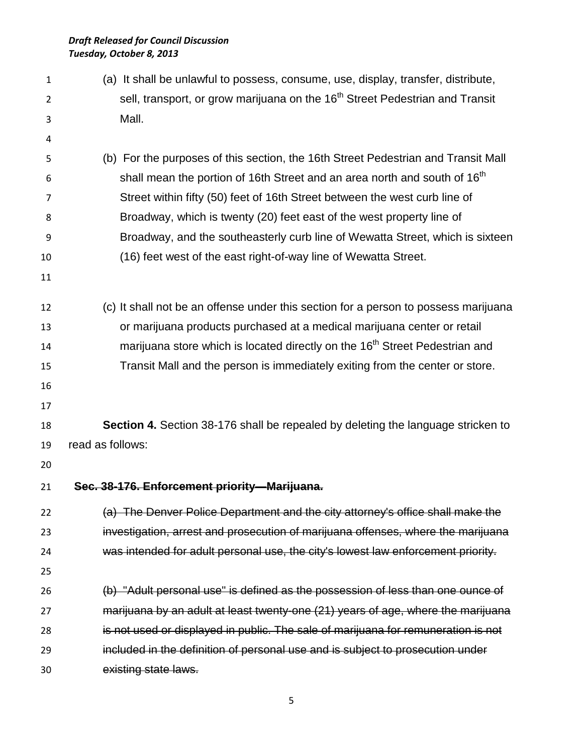*Draft Released for Council Discussion*
*Tuesday, October 8, 2013*

(a) It shall be unlawful to possess, consume, use, display, transfer, distribute, sell, transport, or grow marijuana on the 16th Street Pedestrian and Transit Mall.

(b) For the purposes of this section, the 16th Street Pedestrian and Transit Mall shall mean the portion of 16th Street and an area north and south of 16th Street within fifty (50) feet of 16th Street between the west curb line of Broadway, which is twenty (20) feet east of the west property line of Broadway, and the southeasterly curb line of Wewatta Street, which is sixteen (16) feet west of the east right-of-way line of Wewatta Street.

(c) It shall not be an offense under this section for a person to possess marijuana or marijuana products purchased at a medical marijuana center or retail marijuana store which is located directly on the 16th Street Pedestrian and Transit Mall and the person is immediately exiting from the center or store.

**Section 4.** Section 38-176 shall be repealed by deleting the language stricken to read as follows:

~~**Sec. 38-176. Enforcement priority—Marijuana.**~~

~~(a) The Denver Police Department and the city attorney's office shall make the investigation, arrest and prosecution of marijuana offenses, where the marijuana was intended for adult personal use, the city's lowest law enforcement priority.~~

~~(b) "Adult personal use" is defined as the possession of less than one ounce of marijuana by an adult at least twenty-one (21) years of age, where the marijuana is not used or displayed in public. The sale of marijuana for remuneration is not included in the definition of personal use and is subject to prosecution under existing state laws.~~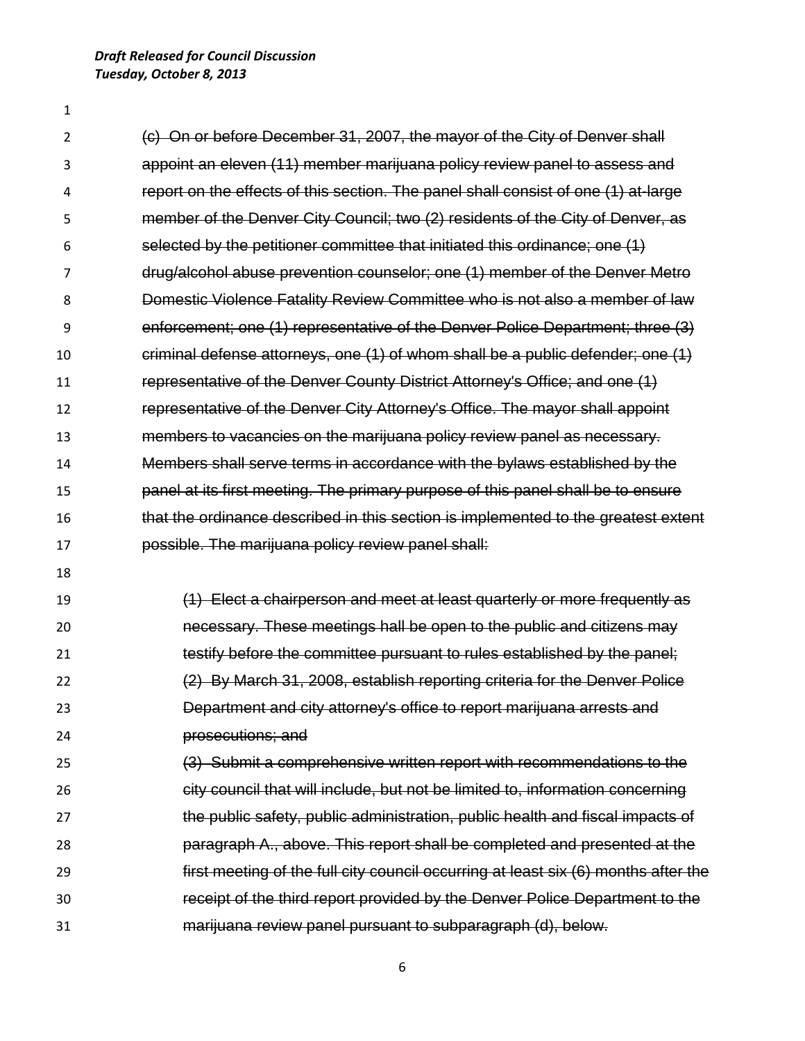*Draft Released for Council Discussion*
*Tuesday, October 8, 2013*

~~(c) On or before December 31, 2007, the mayor of the City of Denver shall appoint an eleven (11) member marijuana policy review panel to assess and report on the effects of this section. The panel shall consist of one (1) at-large member of the Denver City Council; two (2) residents of the City of Denver, as selected by the petitioner committee that initiated this ordinance; one (1) drug/alcohol abuse prevention counselor; one (1) member of the Denver Metro Domestic Violence Fatality Review Committee who is not also a member of law enforcement; one (1) representative of the Denver Police Department; three (3) criminal defense attorneys, one (1) of whom shall be a public defender; one (1) representative of the Denver County District Attorney's Office; and one (1) representative of the Denver City Attorney's Office. The mayor shall appoint members to vacancies on the marijuana policy review panel as necessary. Members shall serve terms in accordance with the bylaws established by the panel at its first meeting. The primary purpose of this panel shall be to ensure that the ordinance described in this section is implemented to the greatest extent possible. The marijuana policy review panel shall:~~

~~(1) Elect a chairperson and meet at least quarterly or more frequently as necessary. These meetings hall be open to the public and citizens may testify before the committee pursuant to rules established by the panel;~~
~~(2) By March 31, 2008, establish reporting criteria for the Denver Police Department and city attorney's office to report marijuana arrests and prosecutions; and~~
~~(3) Submit a comprehensive written report with recommendations to the city council that will include, but not be limited to, information concerning the public safety, public administration, public health and fiscal impacts of paragraph A., above. This report shall be completed and presented at the first meeting of the full city council occurring at least six (6) months after the receipt of the third report provided by the Denver Police Department to the marijuana review panel pursuant to subparagraph (d), below.~~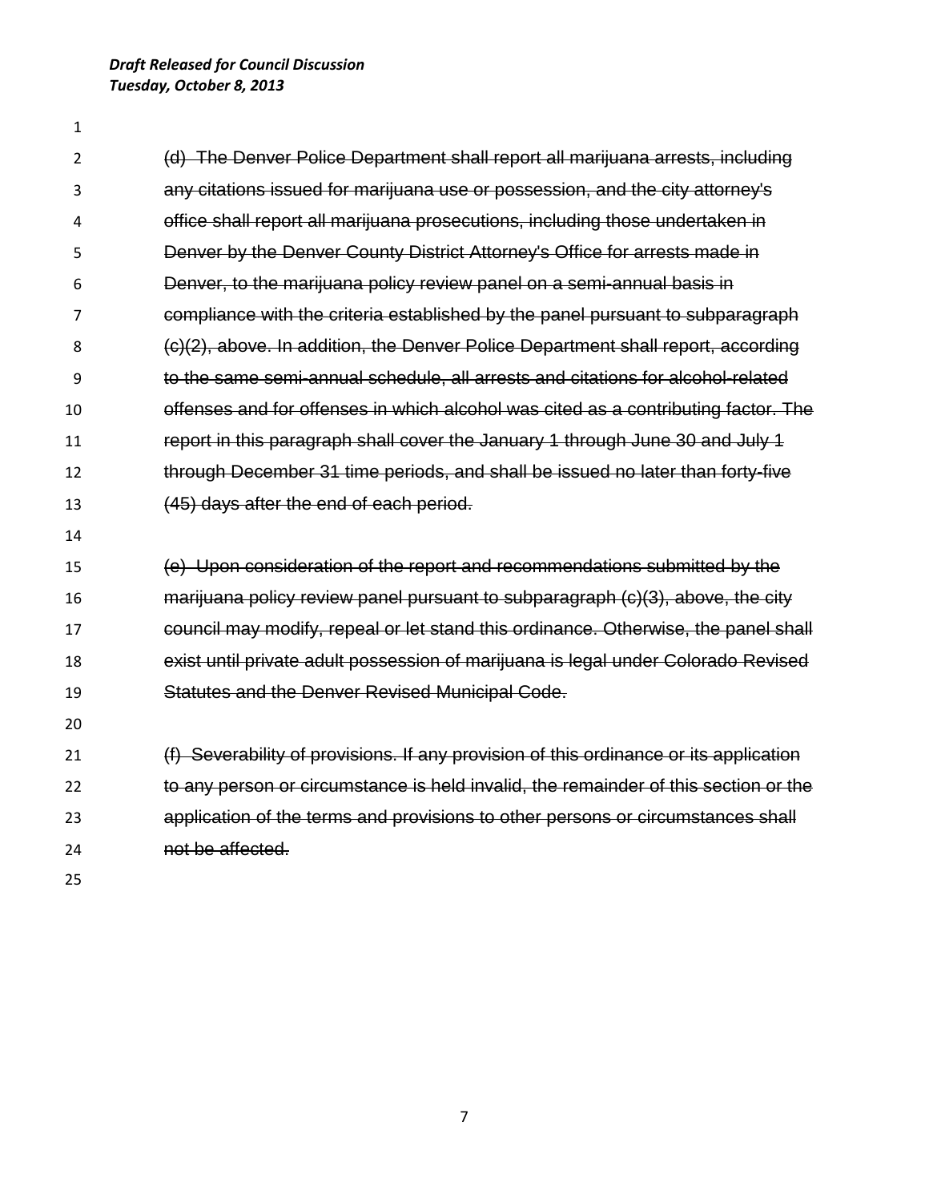~~(d) The Denver Police Department shall report all marijuana arrests, including any citations issued for marijuana use or possession, and the city attorney's office shall report all marijuana prosecutions, including those undertaken in Denver by the Denver County District Attorney's Office for arrests made in Denver, to the marijuana policy review panel on a semi-annual basis in compliance with the criteria established by the panel pursuant to subparagraph (c)(2), above. In addition, the Denver Police Department shall report, according to the same semi-annual schedule, all arrests and citations for alcohol-related offenses and for offenses in which alcohol was cited as a contributing factor. The report in this paragraph shall cover the January 1 through June 30 and July 1 through December 31 time periods, and shall be issued no later than forty-five (45) days after the end of each period.~~

~~(e) Upon consideration of the report and recommendations submitted by the marijuana policy review panel pursuant to subparagraph (c)(3), above, the city council may modify, repeal or let stand this ordinance. Otherwise, the panel shall exist until private adult possession of marijuana is legal under Colorado Revised Statutes and the Denver Revised Municipal Code.~~

~~(f) Severability of provisions. If any provision of this ordinance or its application to any person or circumstance is held invalid, the remainder of this section or the application of the terms and provisions to other persons or circumstances shall not be affected.~~